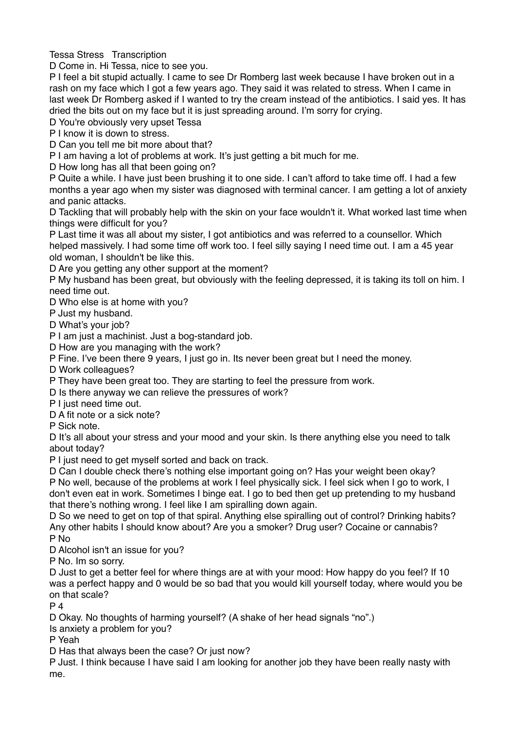Tessa Stress   Transcription

D Come in. Hi Tessa, nice to see you.

P I feel a bit stupid actually. I came to see Dr Romberg last week because I have broken out in a rash on my face which I got a few years ago. They said it was related to stress. When I came in last week Dr Romberg asked if I wanted to try the cream instead of the antibiotics. I said yes. It has dried the bits out on my face but it is just spreading around. I'm sorry for crying.

D You're obviously very upset Tessa

P I know it is down to stress.

D Can you tell me bit more about that?

P I am having a lot of problems at work. It's just getting a bit much for me.

D How long has all that been going on?

P Quite a while. I have just been brushing it to one side. I can't afford to take time off. I had a few months a year ago when my sister was diagnosed with terminal cancer. I am getting a lot of anxiety and panic attacks.

D Tackling that will probably help with the skin on your face wouldn't it. What worked last time when things were difficult for you?

P Last time it was all about my sister, I got antibiotics and was referred to a counsellor. Which helped massively. I had some time off work too. I feel silly saying I need time out. I am a 45 year old woman, I shouldn't be like this.

D Are you getting any other support at the moment?

P My husband has been great, but obviously with the feeling depressed, it is taking its toll on him. I need time out.

D Who else is at home with you?

P Just my husband.

D What's your job?

P I am just a machinist. Just a bog-standard job.

D How are you managing with the work?

P Fine. I've been there 9 years, I just go in. Its never been great but I need the money.

D Work colleagues?

P They have been great too. They are starting to feel the pressure from work.

D Is there anyway we can relieve the pressures of work?

P I just need time out.

D A fit note or a sick note?

P Sick note.

D It's all about your stress and your mood and your skin. Is there anything else you need to talk about today?

P I just need to get myself sorted and back on track.

D Can I double check there's nothing else important going on? Has your weight been okay?

P No well, because of the problems at work I feel physically sick. I feel sick when I go to work, I don't even eat in work. Sometimes I binge eat. I go to bed then get up pretending to my husband that there's nothing wrong. I feel like I am spiralling down again.

D So we need to get on top of that spiral. Anything else spiralling out of control? Drinking habits? Any other habits I should know about? Are you a smoker? Drug user? Cocaine or cannabis?

P No

D Alcohol isn't an issue for you?

P No. Im so sorry.

D Just to get a better feel for where things are at with your mood: How happy do you feel? If 10 was a perfect happy and 0 would be so bad that you would kill yourself today, where would you be on that scale?

P 4

D Okay. No thoughts of harming yourself? (A shake of her head signals "no".)

Is anxiety a problem for you?

P Yeah

D Has that always been the case? Or just now?

P Just. I think because I have said I am looking for another job they have been really nasty with me.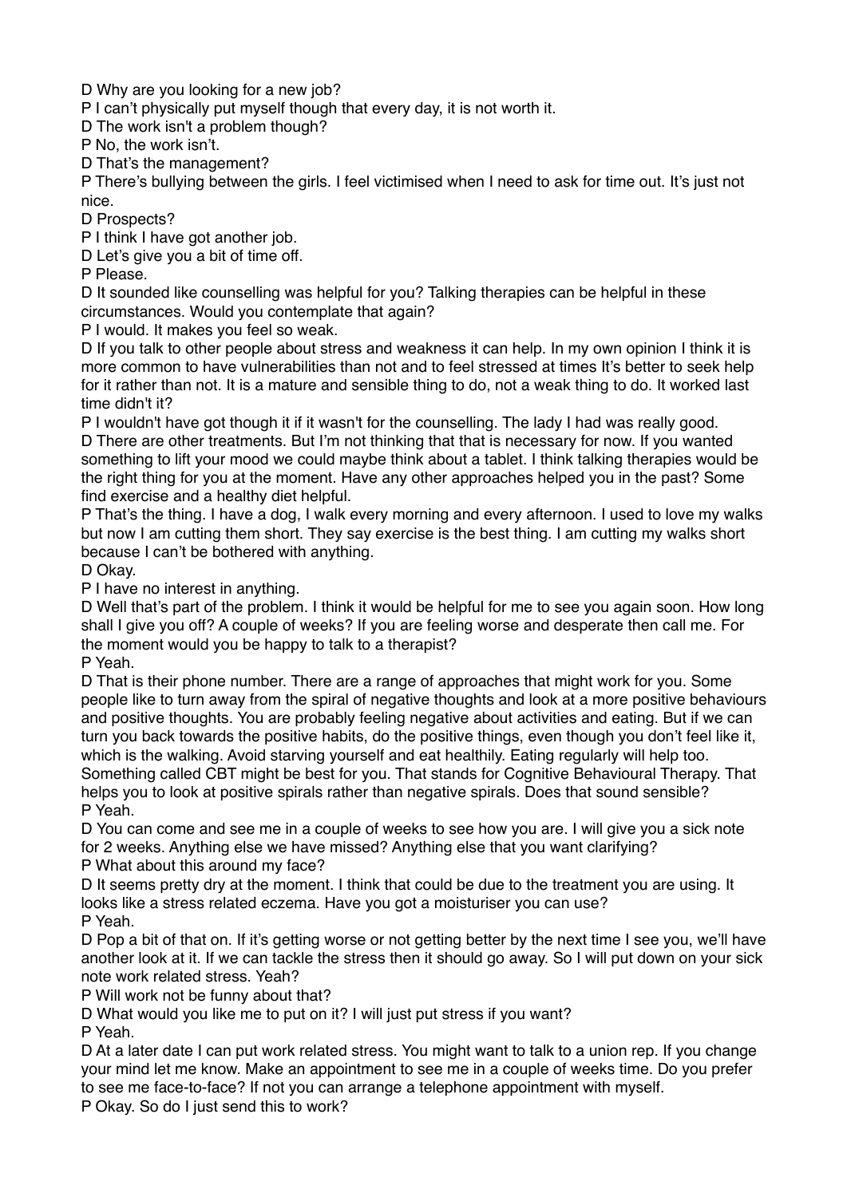D Why are you looking for a new job?

P I can't physically put myself though that every day, it is not worth it.

D The work isn't a problem though?

P No, the work isn't.

D That's the management?

P There's bullying between the girls. I feel victimised when I need to ask for time out. It's just not nice.

D Prospects?

P I think I have got another job.

D Let's give you a bit of time off.

P Please.

D It sounded like counselling was helpful for you? Talking therapies can be helpful in these circumstances. Would you contemplate that again?

P I would. It makes you feel so weak.

D If you talk to other people about stress and weakness it can help. In my own opinion I think it is more common to have vulnerabilities than not and to feel stressed at times It's better to seek help for it rather than not. It is a mature and sensible thing to do, not a weak thing to do. It worked last time didn't it?

P I wouldn't have got though it if it wasn't for the counselling. The lady I had was really good.

D There are other treatments. But I'm not thinking that that is necessary for now. If you wanted something to lift your mood we could maybe think about a tablet. I think talking therapies would be the right thing for you at the moment. Have any other approaches helped you in the past? Some find exercise and a healthy diet helpful.

P That's the thing. I have a dog, I walk every morning and every afternoon. I used to love my walks but now I am cutting them short. They say exercise is the best thing. I am cutting my walks short because I can't be bothered with anything.

D Okay.

P I have no interest in anything.

D Well that's part of the problem. I think it would be helpful for me to see you again soon. How long shall I give you off? A couple of weeks? If you are feeling worse and desperate then call me. For the moment would you be happy to talk to a therapist?

P Yeah.

D That is their phone number. There are a range of approaches that might work for you. Some people like to turn away from the spiral of negative thoughts and look at a more positive behaviours and positive thoughts. You are probably feeling negative about activities and eating. But if we can turn you back towards the positive habits, do the positive things, even though you don't feel like it, which is the walking. Avoid starving yourself and eat healthily. Eating regularly will help too. Something called CBT might be best for you. That stands for Cognitive Behavioural Therapy. That helps you to look at positive spirals rather than negative spirals. Does that sound sensible?

P Yeah.

D You can come and see me in a couple of weeks to see how you are. I will give you a sick note for 2 weeks. Anything else we have missed? Anything else that you want clarifying?

P What about this around my face?

D It seems pretty dry at the moment. I think that could be due to the treatment you are using. It looks like a stress related eczema. Have you got a moisturiser you can use?

P Yeah.

D Pop a bit of that on. If it's getting worse or not getting better by the next time I see you, we'll have another look at it. If we can tackle the stress then it should go away. So I will put down on your sick note work related stress. Yeah?

P Will work not be funny about that?

D What would you like me to put on it? I will just put stress if you want?

P Yeah.

D At a later date I can put work related stress. You might want to talk to a union rep. If you change your mind let me know. Make an appointment to see me in a couple of weeks time. Do you prefer to see me face-to-face? If not you can arrange a telephone appointment with myself.

P Okay. So do I just send this to work?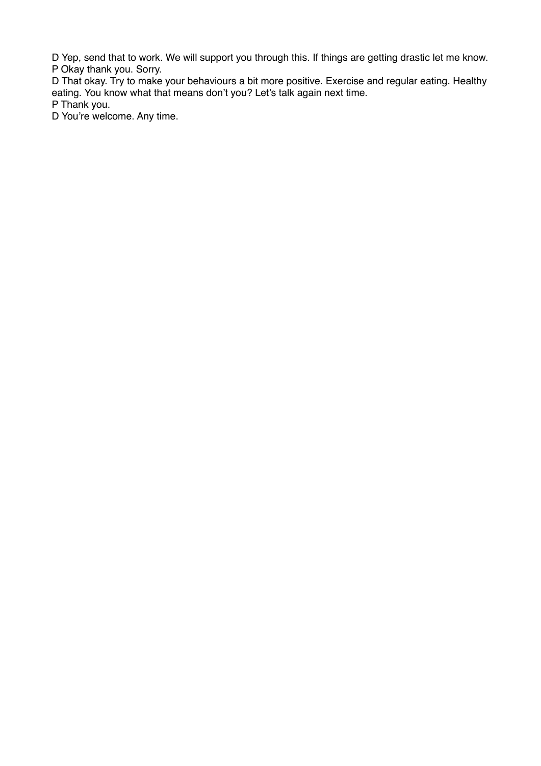D Yep, send that to work. We will support you through this. If things are getting drastic let me know.
P Okay thank you. Sorry.
D That okay. Try to make your behaviours a bit more positive. Exercise and regular eating. Healthy eating. You know what that means don't you? Let's talk again next time.
P Thank you.
D You're welcome. Any time.